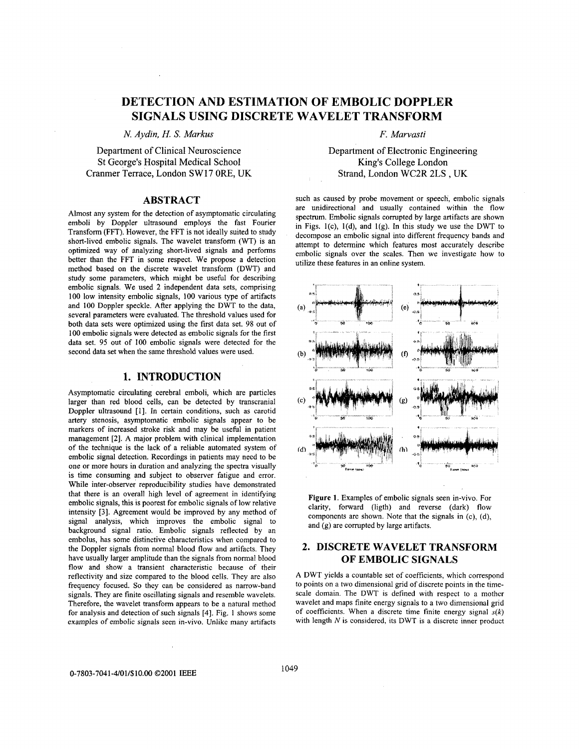# DETECTION AND ESTIMATION OF EMBOLIC DOPPLER SIGNALS USING DISCRETE WAVELET TRANSFORM

*N. Aydin, H. S. Markus*

Department of Clinical Neuroscience
St George's Hospital Medical School
Cranmer Terrace, London SW17 0RE, UK

*F. Marvasti*

Department of Electronic Engineering
King's College London
Strand, London WC2R 2LS , UK

## ABSTRACT

Almost any system for the detection of asymptomatic circulating emboli by Doppler ultrasound employs the fast Fourier Transform (FFT). However, the FFT is not ideally suited to study short-lived embolic signals. The wavelet transform (WT) is an optimized way of analyzing short-lived signals and performs better than the FFT in some respect. We propose a detection method based on the discrete wavelet transform (DWT) and study some parameters, which might be useful for describing embolic signals. We used 2 independent data sets, comprising 100 low intensity embolic signals, 100 various type of artifacts and 100 Doppler speckle. After applying the DWT to the data, several parameters were evaluated. The threshold values used for both data sets were optimized using the first data set. 98 out of 100 embolic signals were detected as embolic signals for the first data set. 95 out of 100 embolic signals were detected for the second data set when the same threshold values were used.

## 1. INTRODUCTION

Asymptomatic circulating cerebral emboli, which are particles larger than red blood cells, can be detected by transcranial Doppler ultrasound [1]. In certain conditions, such as carotid artery stenosis, asymptomatic embolic signals appear to be markers of increased stroke risk and may be useful in patient management [2]. A major problem with clinical implementation of the technique is the lack of a reliable automated system of embolic signal detection. Recordings in patients may need to be one or more hours in duration and analyzing the spectra visually is time consuming and subject to observer fatigue and error. While inter-observer reproducibility studies have demonstrated that there is an overall high level of agreement in identifying embolic signals, this is poorest for embolic signals of low relative intensity [3]. Agreement would be improved by any method of signal analysis, which improves the embolic signal to background signal ratio. Embolic signals reflected by an embolus, has some distinctive characteristics when compared to the Doppler signals from normal blood flow and artifacts. They have usually larger amplitude than the signals from normal blood flow and show a transient characteristic because of their reflectivity and size compared to the blood cells. They are also frequency focused. So they can be considered as narrow-band signals. They are finite oscillating signals and resemble wavelets. Therefore, the wavelet transform appears to be a natural method for analysis and detection of such signals [4]. Fig. 1 shows some examples of embolic signals seen in-vivo. Unlike many artifacts such as caused by probe movement or speech, embolic signals are unidirectional and usually contained within the flow spectrum. Embolic signals corrupted by large artifacts are shown in Figs. 1(c), 1(d), and 1(g). In this study we use the DWT to decompose an embolic signal into different frequency bands and attempt to determine which features most accurately describe embolic signals over the scales. Then we investigate how to utilize these features in an online system.

**Figure 1.** Examples of embolic signals seen in-vivo. For clarity, forward (ligth) and reverse (dark) flow components are shown. Note that the signals in (c), (d), and (g) are corrupted by large artifacts.

## 2. DISCRETE WAVELET TRANSFORM OF EMBOLIC SIGNALS

A DWT yields a countable set of coefficients, which correspond to points on a two dimensional grid of discrete points in the time-scale domain. The DWT is defined with respect to a mother wavelet and maps finite energy signals to a two dimensional grid of coefficients. When a discrete time finite energy signal $s(k)$ with length $N$ is considered, its DWT is a discrete inner product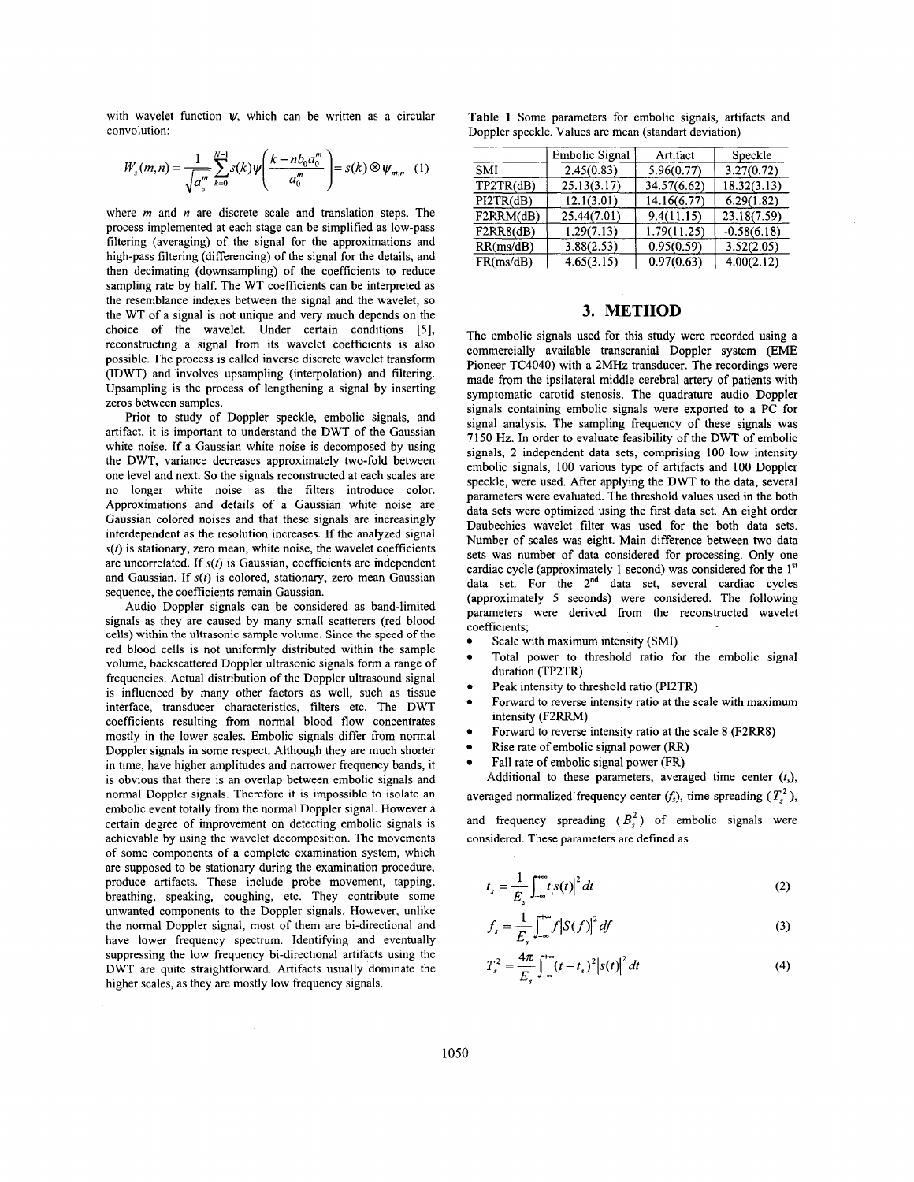with wavelet function $\psi$, which can be written as a circular convolution:

$$W_s(m,n) = \frac{1}{\sqrt{a_0^m}} \sum_{k=0}^{N-1} s(k)\psi\left(\frac{k - nb_0a_0^m}{a_0^m}\right) = s(k) \otimes \psi_{m,n} \quad (1)$$

where $m$ and $n$ are discrete scale and translation steps. The process implemented at each stage can be simplified as low-pass filtering (averaging) of the signal for the approximations and high-pass filtering (differencing) of the signal for the details, and then decimating (downsampling) of the coefficients to reduce sampling rate by half. The WT coefficients can be interpreted as the resemblance indexes between the signal and the wavelet, so the WT of a signal is not unique and very much depends on the choice of the wavelet. Under certain conditions [5], reconstructing a signal from its wavelet coefficients is also possible. The process is called inverse discrete wavelet transform (IDWT) and involves upsampling (interpolation) and filtering. Upsampling is the process of lengthening a signal by inserting zeros between samples.

Prior to study of Doppler speckle, embolic signals, and artifact, it is important to understand the DWT of the Gaussian white noise. If a Gaussian white noise is decomposed by using the DWT, variance decreases approximately two-fold between one level and next. So the signals reconstructed at each scales are no longer white noise as the filters introduce color. Approximations and details of a Gaussian white noise are Gaussian colored noises and that these signals are increasingly interdependent as the resolution increases. If the analyzed signal $s(t)$ is stationary, zero mean, white noise, the wavelet coefficients are uncorrelated. If $s(t)$ is Gaussian, coefficients are independent and Gaussian. If $s(t)$ is colored, stationary, zero mean Gaussian sequence, the coefficients remain Gaussian.

Audio Doppler signals can be considered as band-limited signals as they are caused by many small scatterers (red blood cells) within the ultrasonic sample volume. Since the speed of the red blood cells is not uniformly distributed within the sample volume, backscattered Doppler ultrasonic signals form a range of frequencies. Actual distribution of the Doppler ultrasound signal is influenced by many other factors as well, such as tissue interface, transducer characteristics, filters etc. The DWT coefficients resulting from normal blood flow concentrates mostly in the lower scales. Embolic signals differ from normal Doppler signals in some respect. Although they are much shorter in time, have higher amplitudes and narrower frequency bands, it is obvious that there is an overlap between embolic signals and normal Doppler signals. Therefore it is impossible to isolate an embolic event totally from the normal Doppler signal. However a certain degree of improvement on detecting embolic signals is achievable by using the wavelet decomposition. The movements of some components of a complete examination system, which are supposed to be stationary during the examination procedure, produce artifacts. These include probe movement, tapping, breathing, speaking, coughing, etc. They contribute some unwanted components to the Doppler signals. However, unlike the normal Doppler signal, most of them are bi-directional and have lower frequency spectrum. Identifying and eventually suppressing the low frequency bi-directional artifacts using the DWT are quite straightforward. Artifacts usually dominate the higher scales, as they are mostly low frequency signals.

**Table 1** Some parameters for embolic signals, artifacts and Doppler speckle. Values are mean (standart deviation)

| | Embolic Signal | Artifact | Speckle |
|---|---|---|---|
| SMI | 2.45(0.83) | 5.96(0.77) | 3.27(0.72) |
| TP2TR(dB) | 25.13(3.17) | 34.57(6.62) | 18.32(3.13) |
| PI2TR(dB) | 12.1(3.01) | 14.16(6.77) | 6.29(1.82) |
| F2RRM(dB) | 25.44(7.01) | 9.4(11.15) | 23.18(7.59) |
| F2RR8(dB) | 1.29(7.13) | 1.79(11.25) | -0.58(6.18) |
| RR(ms/dB) | 3.88(2.53) | 0.95(0.59) | 3.52(2.05) |
| FR(ms/dB) | 4.65(3.15) | 0.97(0.63) | 4.00(2.12) |

# 3. METHOD

The embolic signals used for this study were recorded using a commercially available transcranial Doppler system (EME Pioneer TC4040) with a 2MHz transducer. The recordings were made from the ipsilateral middle cerebral artery of patients with symptomatic carotid stenosis. The quadrature audio Doppler signals containing embolic signals were exported to a PC for signal analysis. The sampling frequency of these signals was 7150 Hz. In order to evaluate feasibility of the DWT of embolic signals, 2 independent data sets, comprising 100 low intensity embolic signals, 100 various type of artifacts and 100 Doppler speckle, were used. After applying the DWT to the data, several parameters were evaluated. The threshold values used in the both data sets were optimized using the first data set. An eight order Daubechies wavelet filter was used for the both data sets. Number of scales was eight. Main difference between two data sets was number of data considered for processing. Only one cardiac cycle (approximately 1 second) was considered for the 1st data set. For the 2nd data set, several cardiac cycles (approximately 5 seconds) were considered. The following parameters were derived from the reconstructed wavelet coefficients;

- Scale with maximum intensity (SMI)
- Total power to threshold ratio for the embolic signal duration (TP2TR)
- Peak intensity to threshold ratio (PI2TR)
- Forward to reverse intensity ratio at the scale with maximum intensity (F2RRM)
- Forward to reverse intensity ratio at the scale 8 (F2RR8)
- Rise rate of embolic signal power (RR)
- Fall rate of embolic signal power (FR)

Additional to these parameters, averaged time center ($t_s$), averaged normalized frequency center ($f_s$), time spreading ($T_s^2$), and frequency spreading ($B_s^2$) of embolic signals were considered. These parameters are defined as

$$t_s = \frac{1}{E_s}\int_{-\infty}^{+\infty} t|s(t)|^2 dt \quad (2)$$

$$f_s = \frac{1}{E_s}\int_{-\infty}^{+\infty} f|S(f)|^2 df \quad (3)$$

$$T_s^2 = \frac{4\pi}{E_s}\int_{-\infty}^{+\infty} (t - t_s)^2 |s(t)|^2 dt \quad (4)$$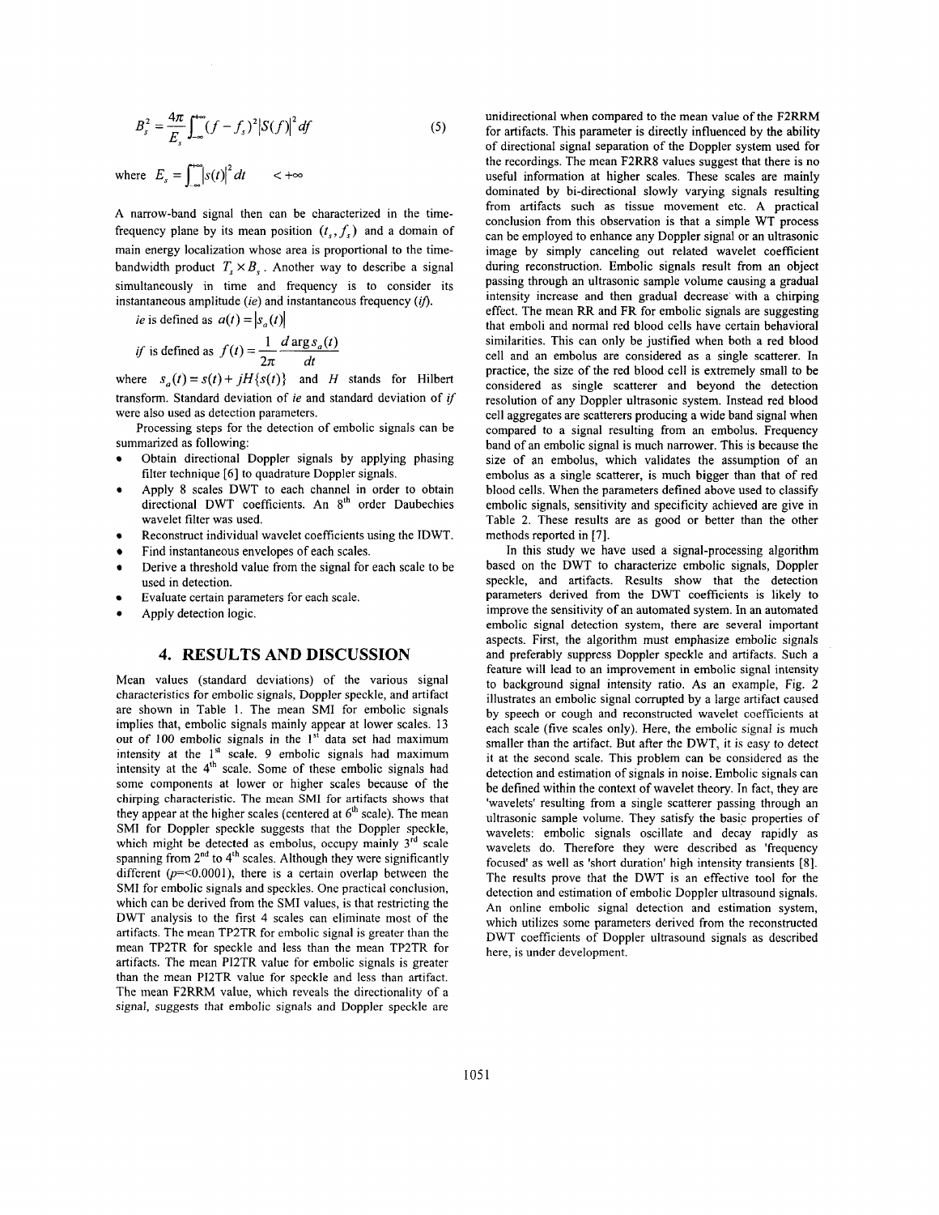$$B_s^2 = \frac{4\pi}{E_s}\int_{-\infty}^{+\infty}(f - f_s)^2 |S(f)|^2 df \tag{5}$$

where $E_s = \int_{-\infty}^{+\infty} |s(t)|^2 dt \quad < +\infty$

A narrow-band signal then can be characterized in the time-frequency plane by its mean position $(t_s, f_s)$ and a domain of main energy localization whose area is proportional to the time-bandwidth product $T_s \times B_s$. Another way to describe a signal simultaneously in time and frequency is to consider its instantaneous amplitude (*ie*) and instantaneous frequency (*if*).

*ie* is defined as $a(t) = |s_a(t)|$

*if* is defined as $f(t) = \frac{1}{2\pi}\frac{d \arg s_a(t)}{dt}$

where $s_a(t) = s(t) + jH\{s(t)\}$ and $H$ stands for Hilbert transform. Standard deviation of *ie* and standard deviation of *if* were also used as detection parameters.

Processing steps for the detection of embolic signals can be summarized as following:

- Obtain directional Doppler signals by applying phasing filter technique [6] to quadrature Doppler signals.
- Apply 8 scales DWT to each channel in order to obtain directional DWT coefficients. An 8[th] order Daubechies wavelet filter was used.
- Reconstruct individual wavelet coefficients using the IDWT.
- Find instantaneous envelopes of each scales.
- Derive a threshold value from the signal for each scale to be used in detection.
- Evaluate certain parameters for each scale.
- Apply detection logic.

## 4. RESULTS AND DISCUSSION

Mean values (standard deviations) of the various signal characteristics for embolic signals, Doppler speckle, and artifact are shown in Table 1. The mean SMI for embolic signals implies that, embolic signals mainly appear at lower scales. 13 out of 100 embolic signals in the 1[st] data set had maximum intensity at the 1[st] scale. 9 embolic signals had maximum intensity at the 4[th] scale. Some of these embolic signals had some components at lower or higher scales because of the chirping characteristic. The mean SMI for artifacts shows that they appear at the higher scales (centered at 6[th] scale). The mean SMI for Doppler speckle suggests that the Doppler speckle, which might be detected as embolus, occupy mainly 3[rd] scale spanning from 2[nd] to 4[th] scales. Although they were significantly different ($p$=<0.0001), there is a certain overlap between the SMI for embolic signals and speckles. One practical conclusion, which can be derived from the SMI values, is that restricting the DWT analysis to the first 4 scales can eliminate most of the artifacts. The mean TP2TR for embolic signal is greater than the mean TP2TR for speckle and less than the mean TP2TR for artifacts. The mean PI2TR value for embolic signals is greater than the mean PI2TR value for speckle and less than artifact. The mean F2RRM value, which reveals the directionality of a signal, suggests that embolic signals and Doppler speckle are unidirectional when compared to the mean value of the F2RRM for artifacts. This parameter is directly influenced by the ability of directional signal separation of the Doppler system used for the recordings. The mean F2RR8 values suggest that there is no useful information at higher scales. These scales are mainly dominated by bi-directional slowly varying signals resulting from artifacts such as tissue movement etc. A practical conclusion from this observation is that a simple WT process can be employed to enhance any Doppler signal or an ultrasonic image by simply canceling out related wavelet coefficient during reconstruction. Embolic signals result from an object passing through an ultrasonic sample volume causing a gradual intensity increase and then gradual decrease with a chirping effect. The mean RR and FR for embolic signals are suggesting that emboli and normal red blood cells have certain behavioral similarities. This can only be justified when both a red blood cell and an embolus are considered as a single scatterer. In practice, the size of the red blood cell is extremely small to be considered as single scatterer and beyond the detection resolution of any Doppler ultrasonic system. Instead red blood cell aggregates are scatterers producing a wide band signal when compared to a signal resulting from an embolus. Frequency band of an embolic signal is much narrower. This is because the size of an embolus, which validates the assumption of an embolus as a single scatterer, is much bigger than that of red blood cells. When the parameters defined above used to classify embolic signals, sensitivity and specificity achieved are give in Table 2. These results are as good or better than the other methods reported in [7].

In this study we have used a signal-processing algorithm based on the DWT to characterize embolic signals, Doppler speckle, and artifacts. Results show that the detection parameters derived from the DWT coefficients is likely to improve the sensitivity of an automated system. In an automated embolic signal detection system, there are several important aspects. First, the algorithm must emphasize embolic signals and preferably suppress Doppler speckle and artifacts. Such a feature will lead to an improvement in embolic signal intensity to background signal intensity ratio. As an example, Fig. 2 illustrates an embolic signal corrupted by a large artifact caused by speech or cough and reconstructed wavelet coefficients at each scale (five scales only). Here, the embolic signal is much smaller than the artifact. But after the DWT, it is easy to detect it at the second scale. This problem can be considered as the detection and estimation of signals in noise. Embolic signals can be defined within the context of wavelet theory. In fact, they are 'wavelets' resulting from a single scatterer passing through an ultrasonic sample volume. They satisfy the basic properties of wavelets: embolic signals oscillate and decay rapidly as wavelets do. Therefore they were described as 'frequency focused' as well as 'short duration' high intensity transients [8]. The results prove that the DWT is an effective tool for the detection and estimation of embolic Doppler ultrasound signals. An online embolic signal detection and estimation system, which utilizes some parameters derived from the reconstructed DWT coefficients of Doppler ultrasound signals as described here, is under development.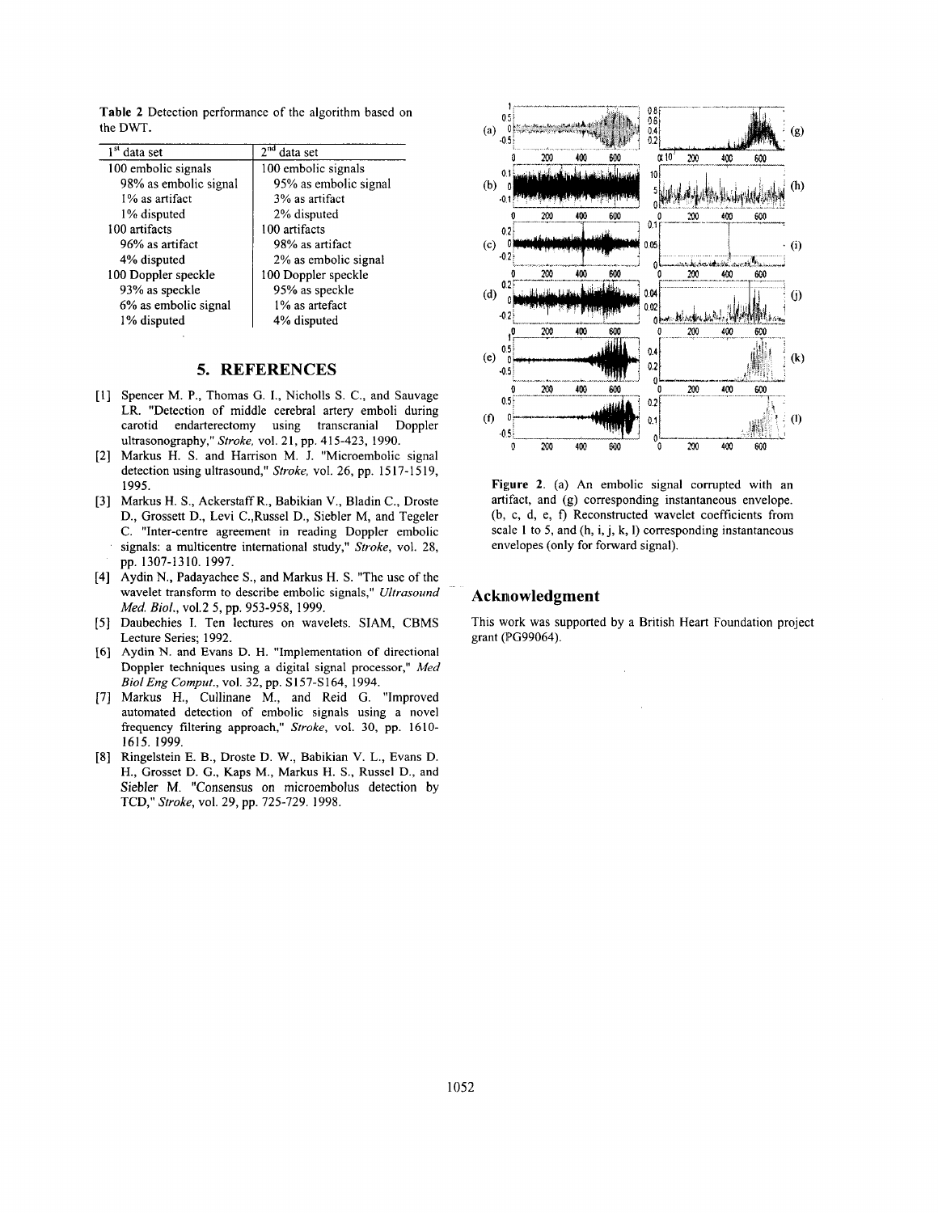**Table 2** Detection performance of the algorithm based on the DWT.

| 1st data set | 2nd data set |
|---|---|
| 100 embolic signals | 100 embolic signals |
| 98% as embolic signal | 95% as embolic signal |
| 1% as artifact | 3% as artifact |
| 1% disputed | 2% disputed |
| 100 artifacts | 100 artifacts |
| 96% as artifact | 98% as artifact |
| 4% disputed | 2% as embolic signal |
| 100 Doppler speckle | 100 Doppler speckle |
| 93% as speckle | 95% as speckle |
| 6% as embolic signal | 1% as artefact |
| 1% disputed | 4% disputed |

## 5. REFERENCES

[1] Spencer M. P., Thomas G. I., Nicholls S. C., and Sauvage LR. "Detection of middle cerebral artery emboli during carotid endarterectomy using transcranial Doppler ultrasonography," *Stroke*, vol. 21, pp. 415-423, 1990.

[2] Markus H. S. and Harrison M. J. "Microembolic signal detection using ultrasound," *Stroke*, vol. 26, pp. 1517-1519, 1995.

[3] Markus H. S., Ackerstaff R., Babikian V., Bladin C., Droste D., Grossett D., Levi C.,Russel D., Siebler M, and Tegeler C. "Inter-centre agreement in reading Doppler embolic signals: a multicentre international study," *Stroke*, vol. 28, pp. 1307-1310. 1997.

[4] Aydin N., Padayachee S., and Markus H. S. "The use of the wavelet transform to describe embolic signals," *Ultrasound Med. Biol.*, vol.2 5, pp. 953-958, 1999.

[5] Daubechies I. Ten lectures on wavelets. SIAM, CBMS Lecture Series; 1992.

[6] Aydin N. and Evans D. H. "Implementation of directional Doppler techniques using a digital signal processor," *Med Biol Eng Comput.*, vol. 32, pp. S157-S164, 1994.

[7] Markus H., Cullinane M., and Reid G. "Improved automated detection of embolic signals using a novel frequency filtering approach," *Stroke*, vol. 30, pp. 1610-1615. 1999.

[8] Ringelstein E. B., Droste D. W., Babikian V. L., Evans D. H., Grosset D. G., Kaps M., Markus H. S., Russel D., and Siebler M. "Consensus on microembolus detection by TCD," *Stroke*, vol. 29, pp. 725-729. 1998.

**Figure 2.** (a) An embolic signal corrupted with an artifact, and (g) corresponding instantaneous envelope. (b, c, d, e, f) Reconstructed wavelet coefficients from scale 1 to 5, and (h, i, j, k, l) corresponding instantaneous envelopes (only for forward signal).

## Acknowledgment

This work was supported by a British Heart Foundation project grant (PG99064).